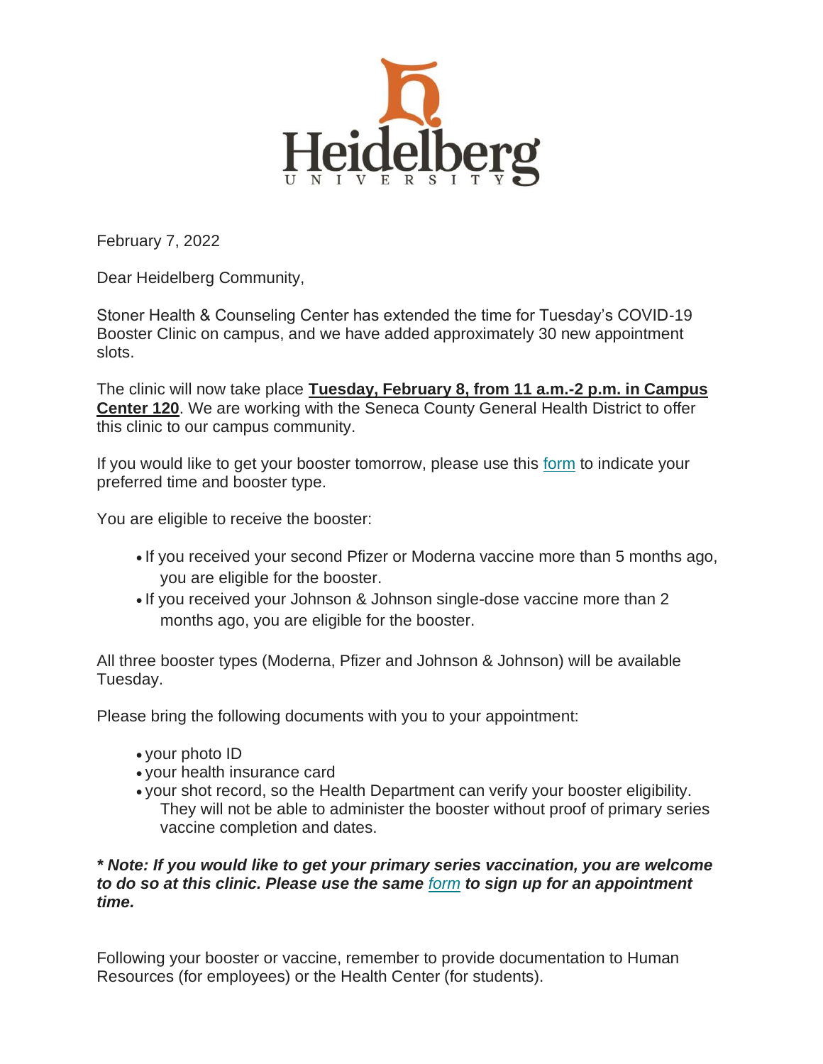Heidelberg University

February 7, 2022

Dear Heidelberg Community,

Stoner Health & Counseling Center has extended the time for Tuesday's COVID-19 Booster Clinic on campus, and we have added approximately 30 new appointment slots.

The clinic will now take place **Tuesday, February 8, from 11 a.m.-2 p.m. in Campus Center 120**. We are working with the Seneca County General Health District to offer this clinic to our campus community.

If you would like to get your booster tomorrow, please use this form to indicate your preferred time and booster type.

You are eligible to receive the booster:

- If you received your second Pfizer or Moderna vaccine more than 5 months ago, you are eligible for the booster.
- If you received your Johnson & Johnson single-dose vaccine more than 2 months ago, you are eligible for the booster.

All three booster types (Moderna, Pfizer and Johnson & Johnson) will be available Tuesday.

Please bring the following documents with you to your appointment:

- your photo ID
- your health insurance card
- your shot record, so the Health Department can verify your booster eligibility. They will not be able to administer the booster without proof of primary series vaccine completion and dates.

***\* Note: If you would like to get your primary series vaccination, you are welcome to do so at this clinic. Please use the same form to sign up for an appointment time.***

Following your booster or vaccine, remember to provide documentation to Human Resources (for employees) or the Health Center (for students).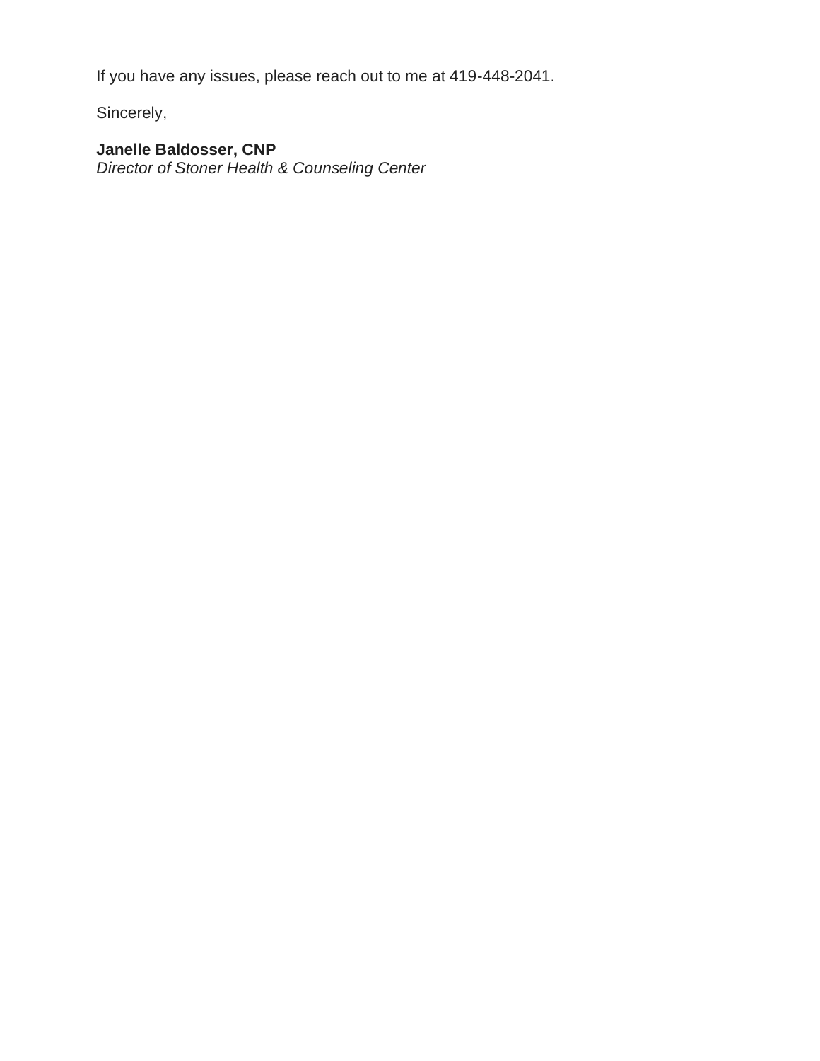If you have any issues, please reach out to me at 419-448-2041.

Sincerely,

**Janelle Baldosser, CNP**
*Director of Stoner Health & Counseling Center*